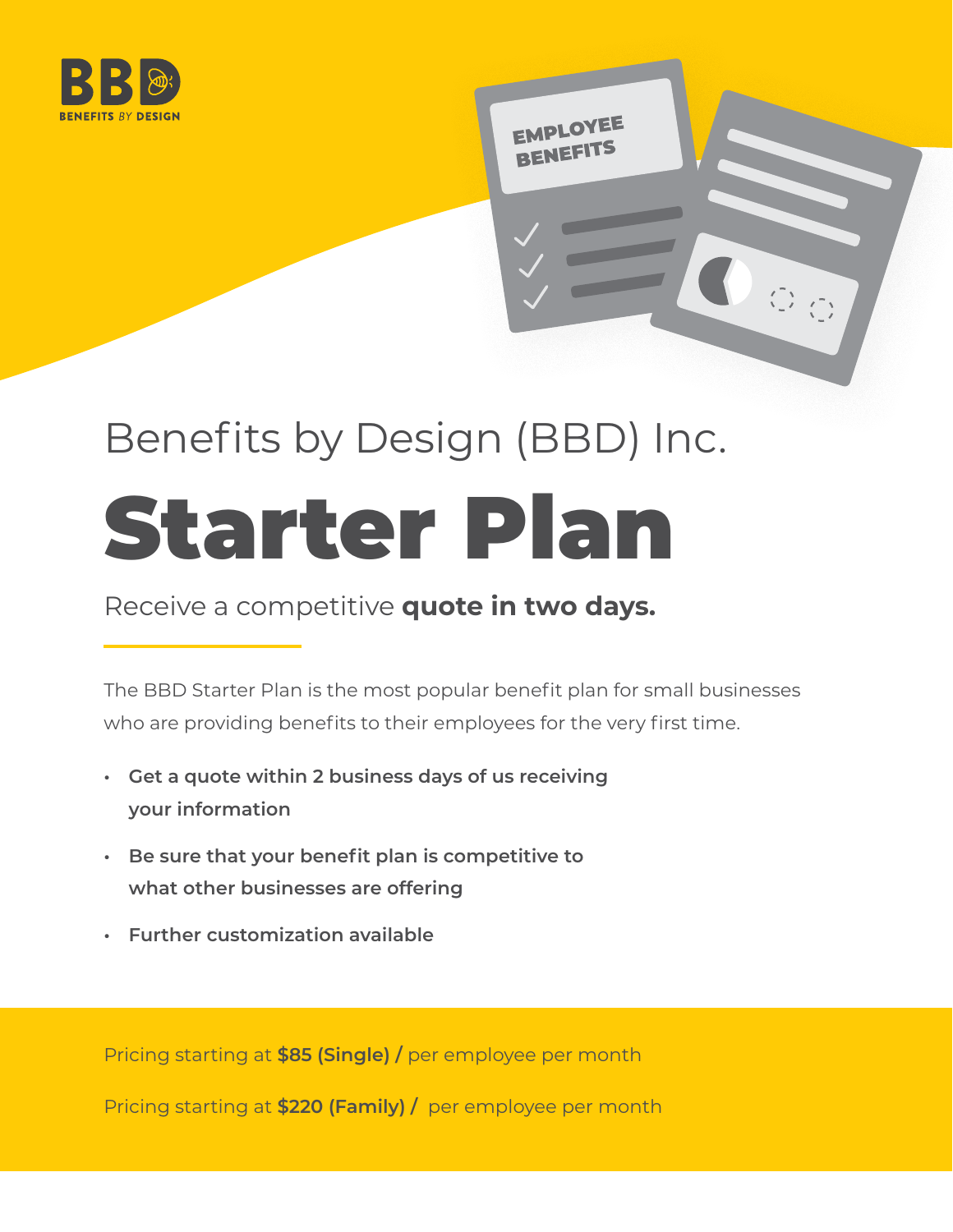BBD

BENEFITS BY DESIGN

EMPLOYEE BENEFITS

Benefits by Design (BBD) Inc.

# Starter Plan

Receive a competitive **quote in two days.**

The BBD Starter Plan is the most popular benefit plan for small businesses who are providing benefits to their employees for the very first time.

- **Get a quote within 2 business days of us receiving your information**
- **Be sure that your benefit plan is competitive to what other businesses are offering**
- **Further customization available**

Pricing starting at **$85 (Single) /** per employee per month

Pricing starting at **$220 (Family) /** per employee per month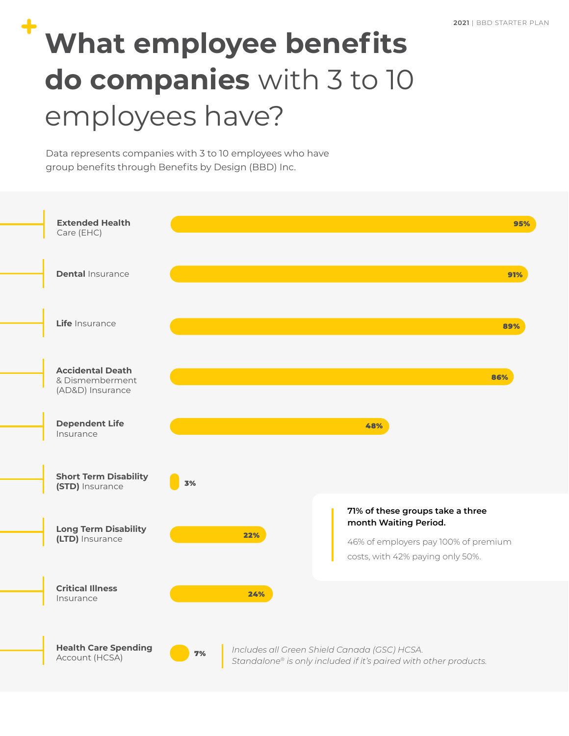# What employee benefits do companies with 3 to 10 employees have?

Data represents companies with 3 to 10 employees who have group benefits through Benefits by Design (BBD) Inc.

| Benefit | Percentage |
| --- | --- |
| **Extended Health** Care (EHC) | 95% |
| **Dental** Insurance | 91% |
| **Life** Insurance | 89% |
| **Accidental Death** & Dismemberment (AD&D) Insurance | 86% |
| **Dependent Life** Insurance | 48% |
| **Short Term Disability (STD)** Insurance | 3% |
| **Long Term Disability (LTD)** Insurance | 22% |
| **Critical Illness** Insurance | 24% |
| **Health Care Spending** Account (HCSA) | 7% |

**71% of these groups take a three month Waiting Period.**

46% of employers pay 100% of premium costs, with 42% paying only 50%.

*Includes all Green Shield Canada (GSC) HCSA. Standalone® is only included if it's paired with other products.*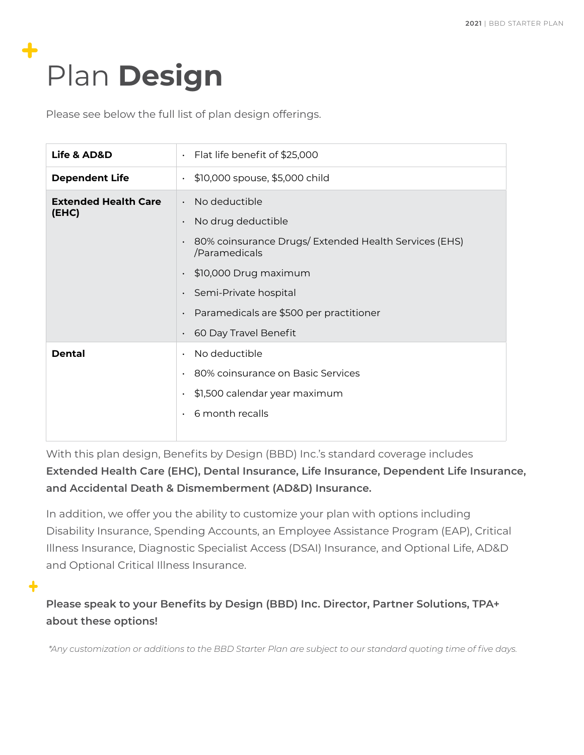# Plan **Design**

Please see below the full list of plan design offerings.

| | |
|---|---|
| **Life & AD&D** | • Flat life benefit of $25,000 |
| **Dependent Life** | • $10,000 spouse, $5,000 child |
| **Extended Health Care (EHC)** | • No deductible<br>• No drug deductible<br>• 80% coinsurance Drugs/ Extended Health Services (EHS) /Paramedicals<br>• $10,000 Drug maximum<br>• Semi-Private hospital<br>• Paramedicals are $500 per practitioner<br>• 60 Day Travel Benefit |
| **Dental** | • No deductible<br>• 80% coinsurance on Basic Services<br>• $1,500 calendar year maximum<br>• 6 month recalls |

With this plan design, Benefits by Design (BBD) Inc.'s standard coverage includes **Extended Health Care (EHC), Dental Insurance, Life Insurance, Dependent Life Insurance, and Accidental Death & Dismemberment (AD&D) Insurance.**

In addition, we offer you the ability to customize your plan with options including Disability Insurance, Spending Accounts, an Employee Assistance Program (EAP), Critical Illness Insurance, Diagnostic Specialist Access (DSAI) Insurance, and Optional Life, AD&D and Optional Critical Illness Insurance.

**Please speak to your Benefits by Design (BBD) Inc. Director, Partner Solutions, TPA+ about these options!**

*\*Any customization or additions to the BBD Starter Plan are subject to our standard quoting time of five days.*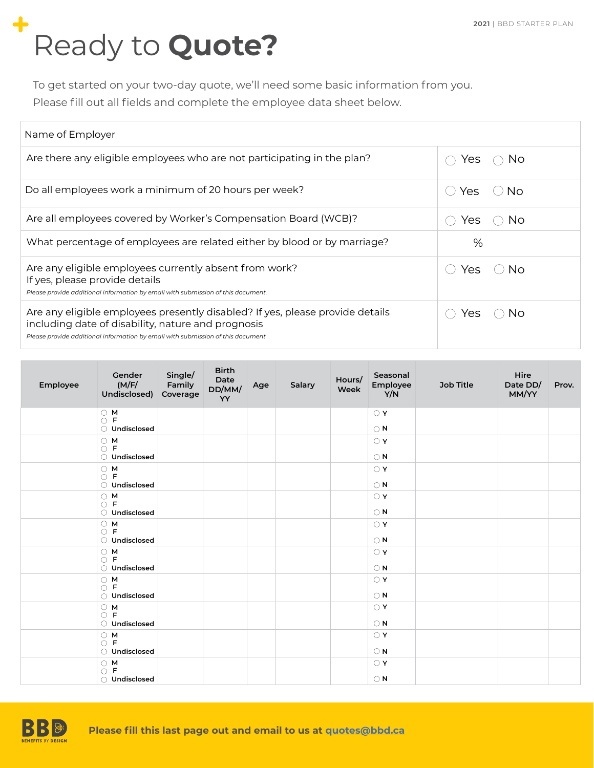# Ready to **Quote?**

To get started on your two-day quote, we'll need some basic information from you.
Please fill out all fields and complete the employee data sheet below.

| Name of Employer | |
|---|---|
| Are there any eligible employees who are not participating in the plan? | ◯ Yes ◯ No |
| Do all employees work a minimum of 20 hours per week? | ◯ Yes ◯ No |
| Are all employees covered by Worker's Compensation Board (WCB)? | ◯ Yes ◯ No |
| What percentage of employees are related either by blood or by marriage? | % |
| Are any eligible employees currently absent from work? If yes, please provide details *Please provide additional information by email with submission of this document.* | ◯ Yes ◯ No |
| Are any eligible employees presently disabled? If yes, please provide details including date of disability, nature and prognosis *Please provide additional information by email with submission of this document* | ◯ Yes ◯ No |

| Employee | Gender (M/F/ Undisclosed) | Single/ Family Coverage | Birth Date DD/MM/ YY | Age | Salary | Hours/ Week | Seasonal Employee Y/N | Job Title | Hire Date DD/ MM/YY | Prov. |
|---|---|---|---|---|---|---|---|---|---|---|
| | ◯ M ◯ F ◯ Undisclosed | | | | | | ◯ Y ◯ N | | | |
| | ◯ M ◯ F ◯ Undisclosed | | | | | | ◯ Y ◯ N | | | |
| | ◯ M ◯ F ◯ Undisclosed | | | | | | ◯ Y ◯ N | | | |
| | ◯ M ◯ F ◯ Undisclosed | | | | | | ◯ Y ◯ N | | | |
| | ◯ M ◯ F ◯ Undisclosed | | | | | | ◯ Y ◯ N | | | |
| | ◯ M ◯ F ◯ Undisclosed | | | | | | ◯ Y ◯ N | | | |
| | ◯ M ◯ F ◯ Undisclosed | | | | | | ◯ Y ◯ N | | | |
| | ◯ M ◯ F ◯ Undisclosed | | | | | | ◯ Y ◯ N | | | |
| | ◯ M ◯ F ◯ Undisclosed | | | | | | ◯ Y ◯ N | | | |
| | ◯ M ◯ F ◯ Undisclosed | | | | | | ◯ Y ◯ N | | | |

BBD BENEFITS BY DESIGN

**Please fill this last page out and email to us at quotes@bbd.ca**